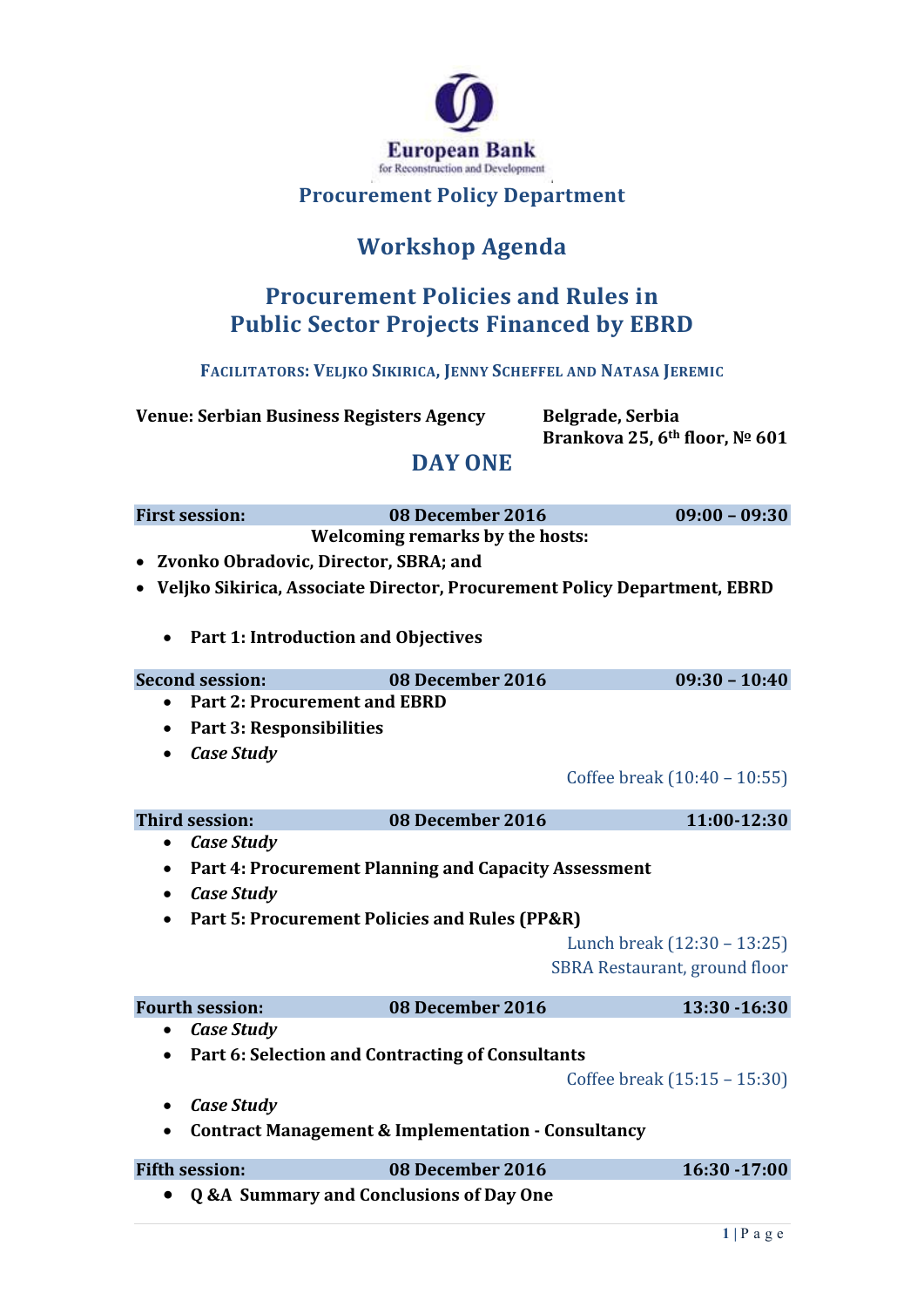European Bank
for Reconstruction and Development

## Procurement Policy Department

# Workshop Agenda

# Procurement Policies and Rules in Public Sector Projects Financed by EBRD

**FACILITATORS: VELJKO SIKIRICA, JENNY SCHEFFEL AND NATASA JEREMIC**

**Venue: Serbian Business Registers Agency** — **Belgrade, Serbia, Brankova 25, 6th floor, № 601**

## DAY ONE

| **First session:** | **08 December 2016** | **09:00 – 09:30** |
|---|---|---|

**Welcoming remarks by the hosts:**

- **Zvonko Obradovic, Director, SBRA; and**
- **Veljko Sikirica, Associate Director, Procurement Policy Department, EBRD**

- **Part 1: Introduction and Objectives**

| **Second session:** | **08 December 2016** | **09:30 – 10:40** |
|---|---|---|

- **Part 2: Procurement and EBRD**
- **Part 3: Responsibilities**
- ***Case Study***

Coffee break (10:40 – 10:55)

| **Third session:** | **08 December 2016** | **11:00-12:30** |
|---|---|---|

- ***Case Study***
- **Part 4: Procurement Planning and Capacity Assessment**
- ***Case Study***
- **Part 5: Procurement Policies and Rules (PP&R)**

Lunch break (12:30 – 13:25)
SBRA Restaurant, ground floor

| **Fourth session:** | **08 December 2016** | **13:30 -16:30** |
|---|---|---|

- ***Case Study***
- **Part 6: Selection and Contracting of Consultants**

Coffee break (15:15 – 15:30)

- ***Case Study***
- **Contract Management & Implementation - Consultancy**

| **Fifth session:** | **08 December 2016** | **16:30 -17:00** |
|---|---|---|

- **Q &A Summary and Conclusions of Day One**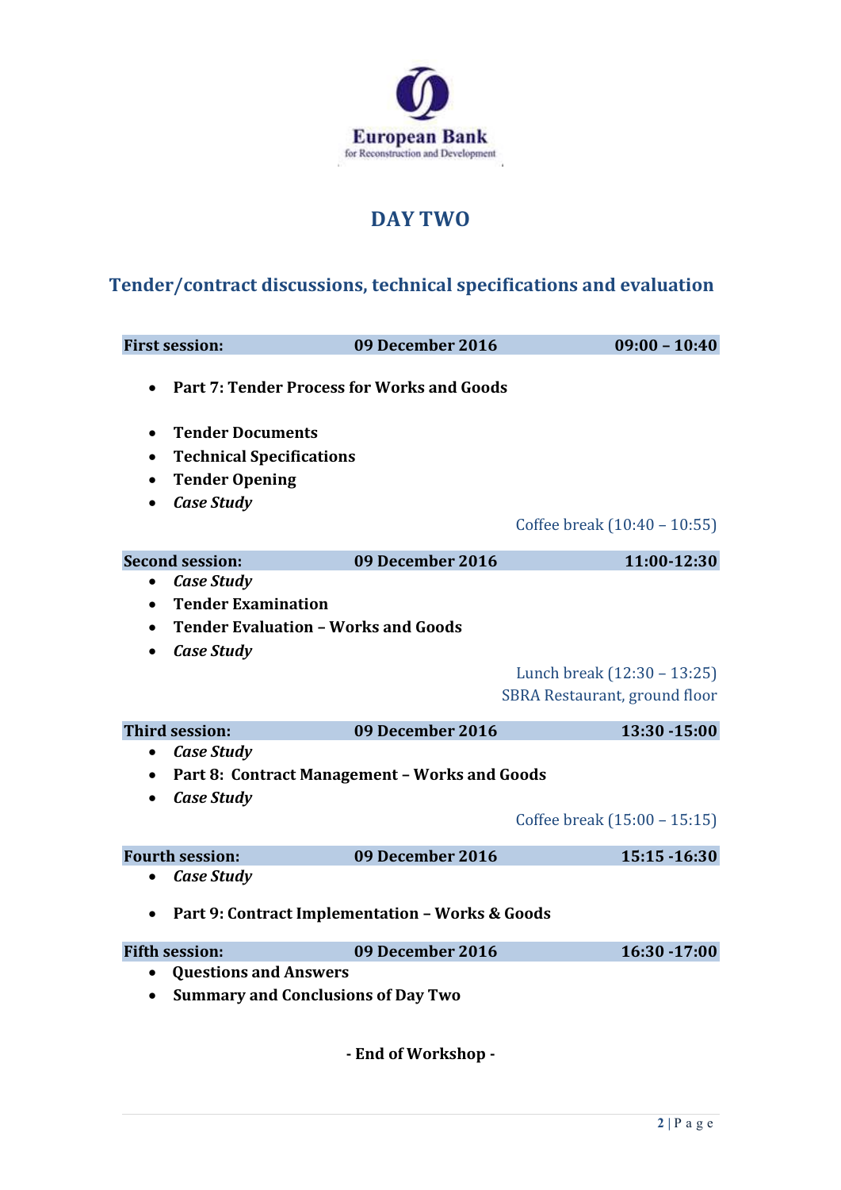European Bank
for Reconstruction and Development

# DAY TWO

## Tender/contract discussions, technical specifications and evaluation

| First session: | 09 December 2016 | 09:00 – 10:40 |
|---|---|---|

- **Part 7: Tender Process for Works and Goods**

- **Tender Documents**
- **Technical Specifications**
- **Tender Opening**
- ***Case Study***

Coffee break (10:40 – 10:55)

| Second session: | 09 December 2016 | 11:00-12:30 |
|---|---|---|

- ***Case Study***
- **Tender Examination**
- **Tender Evaluation – Works and Goods**
- ***Case Study***

Lunch break (12:30 – 13:25)
SBRA Restaurant, ground floor

| Third session: | 09 December 2016 | 13:30 -15:00 |
|---|---|---|

- ***Case Study***
- **Part 8: Contract Management – Works and Goods**
- ***Case Study***

Coffee break (15:00 – 15:15)

| Fourth session: | 09 December 2016 | 15:15 -16:30 |
|---|---|---|

- ***Case Study***

- **Part 9: Contract Implementation – Works & Goods**

| Fifth session: | 09 December 2016 | 16:30 -17:00 |
|---|---|---|

- **Questions and Answers**
- **Summary and Conclusions of Day Two**

**- End of Workshop -**